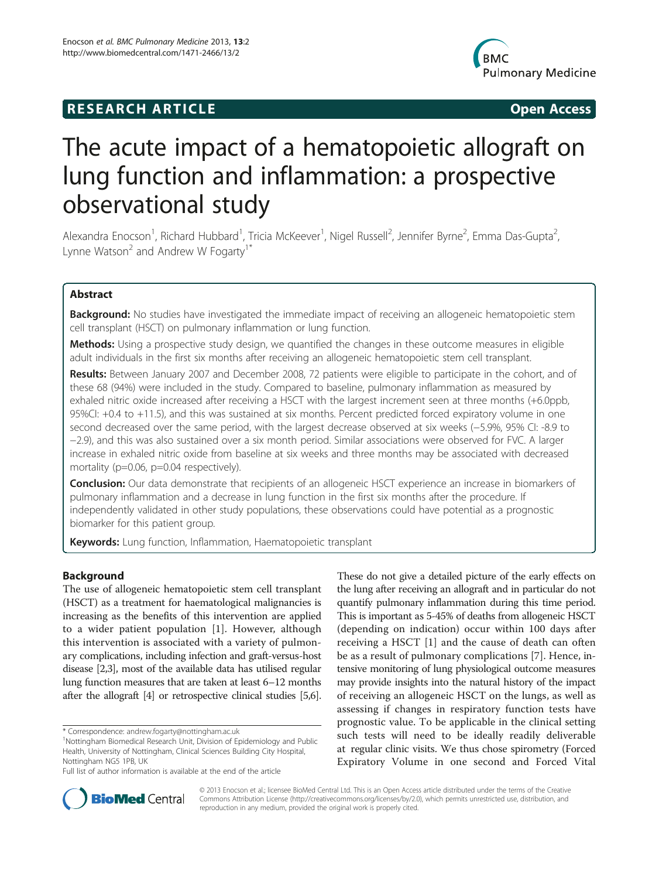**RESEARCH ARTICLE** **Open Access**

# The acute impact of a hematopoietic allograft on lung function and inflammation: a prospective observational study

Alexandra Enocson[1], Richard Hubbard[1], Tricia McKeever[1], Nigel Russell[2], Jennifer Byrne[2], Emma Das-Gupta[2], Lynne Watson[2] and Andrew W Fogarty[1*]

## Abstract

**Background:** No studies have investigated the immediate impact of receiving an allogeneic hematopoietic stem cell transplant (HSCT) on pulmonary inflammation or lung function.

**Methods:** Using a prospective study design, we quantified the changes in these outcome measures in eligible adult individuals in the first six months after receiving an allogeneic hematopoietic stem cell transplant.

**Results:** Between January 2007 and December 2008, 72 patients were eligible to participate in the cohort, and of these 68 (94%) were included in the study. Compared to baseline, pulmonary inflammation as measured by exhaled nitric oxide increased after receiving a HSCT with the largest increment seen at three months (+6.0ppb, 95%CI: +0.4 to +11.5), and this was sustained at six months. Percent predicted forced expiratory volume in one second decreased over the same period, with the largest decrease observed at six weeks (−5.9%, 95% CI: -8.9 to −2.9), and this was also sustained over a six month period. Similar associations were observed for FVC. A larger increase in exhaled nitric oxide from baseline at six weeks and three months may be associated with decreased mortality (p=0.06, p=0.04 respectively).

**Conclusion:** Our data demonstrate that recipients of an allogeneic HSCT experience an increase in biomarkers of pulmonary inflammation and a decrease in lung function in the first six months after the procedure. If independently validated in other study populations, these observations could have potential as a prognostic biomarker for this patient group.

**Keywords:** Lung function, Inflammation, Haematopoietic transplant

## Background

The use of allogeneic hematopoietic stem cell transplant (HSCT) as a treatment for haematological malignancies is increasing as the benefits of this intervention are applied to a wider patient population [1]. However, although this intervention is associated with a variety of pulmonary complications, including infection and graft-versus-host disease [2,3], most of the available data has utilised regular lung function measures that are taken at least 6–12 months after the allograft [4] or retrospective clinical studies [5,6]. These do not give a detailed picture of the early effects on the lung after receiving an allograft and in particular do not quantify pulmonary inflammation during this time period. This is important as 5-45% of deaths from allogeneic HSCT (depending on indication) occur within 100 days after receiving a HSCT [1] and the cause of death can often be as a result of pulmonary complications [7]. Hence, intensive monitoring of lung physiological outcome measures may provide insights into the natural history of the impact of receiving an allogeneic HSCT on the lungs, as well as assessing if changes in respiratory function tests have prognostic value. To be applicable in the clinical setting such tests will need to be ideally readily deliverable at regular clinic visits. We thus chose spirometry (Forced Expiratory Volume in one second and Forced Vital

\* Correspondence: andrew.fogarty@nottingham.ac.uk
[1]Nottingham Biomedical Research Unit, Division of Epidemiology and Public Health, University of Nottingham, Clinical Sciences Building City Hospital, Nottingham NG5 1PB, UK
Full list of author information is available at the end of the article

© 2013 Enocson et al.; licensee BioMed Central Ltd. This is an Open Access article distributed under the terms of the Creative Commons Attribution License (http://creativecommons.org/licenses/by/2.0), which permits unrestricted use, distribution, and reproduction in any medium, provided the original work is properly cited.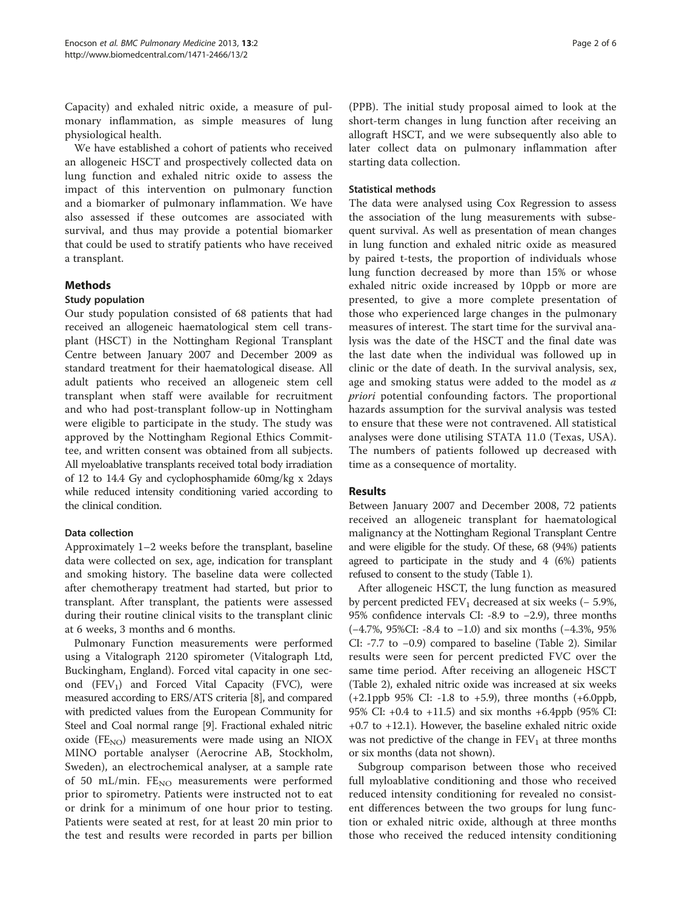Capacity) and exhaled nitric oxide, a measure of pulmonary inflammation, as simple measures of lung physiological health.

We have established a cohort of patients who received an allogeneic HSCT and prospectively collected data on lung function and exhaled nitric oxide to assess the impact of this intervention on pulmonary function and a biomarker of pulmonary inflammation. We have also assessed if these outcomes are associated with survival, and thus may provide a potential biomarker that could be used to stratify patients who have received a transplant.

## Methods

### Study population

Our study population consisted of 68 patients that had received an allogeneic haematological stem cell transplant (HSCT) in the Nottingham Regional Transplant Centre between January 2007 and December 2009 as standard treatment for their haematological disease. All adult patients who received an allogeneic stem cell transplant when staff were available for recruitment and who had post-transplant follow-up in Nottingham were eligible to participate in the study. The study was approved by the Nottingham Regional Ethics Committee, and written consent was obtained from all subjects. All myeloablative transplants received total body irradiation of 12 to 14.4 Gy and cyclophosphamide 60mg/kg x 2days while reduced intensity conditioning varied according to the clinical condition.

### Data collection

Approximately 1–2 weeks before the transplant, baseline data were collected on sex, age, indication for transplant and smoking history. The baseline data were collected after chemotherapy treatment had started, but prior to transplant. After transplant, the patients were assessed during their routine clinical visits to the transplant clinic at 6 weeks, 3 months and 6 months.

Pulmonary Function measurements were performed using a Vitalograph 2120 spirometer (Vitalograph Ltd, Buckingham, England). Forced vital capacity in one second ($FEV_1$) and Forced Vital Capacity (FVC), were measured according to ERS/ATS criteria [8], and compared with predicted values from the European Community for Steel and Coal normal range [9]. Fractional exhaled nitric oxide ($FE_{NO}$) measurements were made using an NIOX MINO portable analyser (Aerocrine AB, Stockholm, Sweden), an electrochemical analyser, at a sample rate of 50 mL/min. $FE_{NO}$ measurements were performed prior to spirometry. Patients were instructed not to eat or drink for a minimum of one hour prior to testing. Patients were seated at rest, for at least 20 min prior to the test and results were recorded in parts per billion (PPB). The initial study proposal aimed to look at the short-term changes in lung function after receiving an allograft HSCT, and we were subsequently also able to later collect data on pulmonary inflammation after starting data collection.

### Statistical methods

The data were analysed using Cox Regression to assess the association of the lung measurements with subsequent survival. As well as presentation of mean changes in lung function and exhaled nitric oxide as measured by paired t-tests, the proportion of individuals whose lung function decreased by more than 15% or whose exhaled nitric oxide increased by 10ppb or more are presented, to give a more complete presentation of those who experienced large changes in the pulmonary measures of interest. The start time for the survival analysis was the date of the HSCT and the final date was the last date when the individual was followed up in clinic or the date of death. In the survival analysis, sex, age and smoking status were added to the model as *a priori* potential confounding factors. The proportional hazards assumption for the survival analysis was tested to ensure that these were not contravened. All statistical analyses were done utilising STATA 11.0 (Texas, USA). The numbers of patients followed up decreased with time as a consequence of mortality.

## Results

Between January 2007 and December 2008, 72 patients received an allogeneic transplant for haematological malignancy at the Nottingham Regional Transplant Centre and were eligible for the study. Of these, 68 (94%) patients agreed to participate in the study and 4 (6%) patients refused to consent to the study (Table 1).

After allogeneic HSCT, the lung function as measured by percent predicted $FEV_1$ decreased at six weeks (− 5.9%, 95% confidence intervals CI: -8.9 to −2.9), three months (−4.7%, 95%CI: -8.4 to −1.0) and six months (−4.3%, 95% CI: -7.7 to −0.9) compared to baseline (Table 2). Similar results were seen for percent predicted FVC over the same time period. After receiving an allogeneic HSCT (Table 2), exhaled nitric oxide was increased at six weeks (+2.1ppb 95% CI: -1.8 to +5.9), three months (+6.0ppb, 95% CI: +0.4 to +11.5) and six months +6.4ppb (95% CI: +0.7 to +12.1). However, the baseline exhaled nitric oxide was not predictive of the change in $FEV_1$ at three months or six months (data not shown).

Subgroup comparison between those who received full myloablative conditioning and those who received reduced intensity conditioning for revealed no consistent differences between the two groups for lung function or exhaled nitric oxide, although at three months those who received the reduced intensity conditioning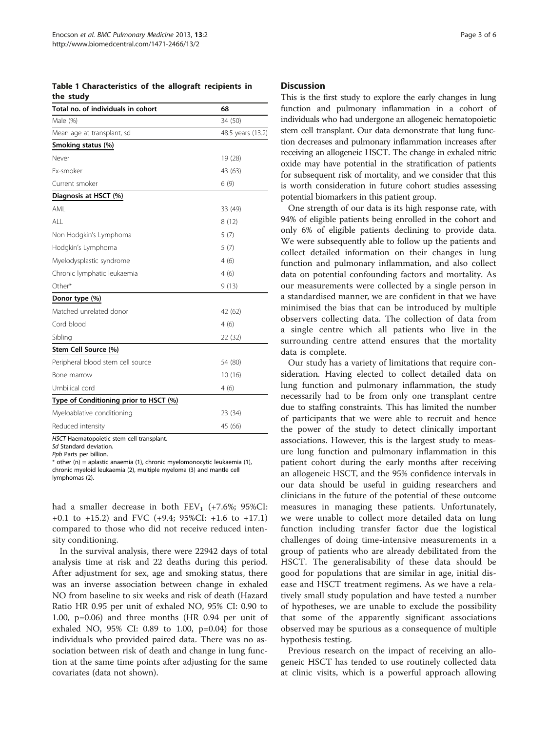**Table 1 Characteristics of the allograft recipients in the study**

| Total no. of individuals in cohort | 68 |
| --- | --- |
| Male (%) | 34 (50) |
| Mean age at transplant, sd | 48.5 years (13.2) |
| **Smoking status (%)** | |
| Never | 19 (28) |
| Ex-smoker | 43 (63) |
| Current smoker | 6 (9) |
| **Diagnosis at HSCT (%)** | |
| AML | 33 (49) |
| ALL | 8 (12) |
| Non Hodgkin's Lymphoma | 5 (7) |
| Hodgkin's Lymphoma | 5 (7) |
| Myelodysplastic syndrome | 4 (6) |
| Chronic lymphatic leukaemia | 4 (6) |
| Other* | 9 (13) |
| **Donor type (%)** | |
| Matched unrelated donor | 42 (62) |
| Cord blood | 4 (6) |
| Sibling | 22 (32) |
| **Stem Cell Source (%)** | |
| Peripheral blood stem cell source | 54 (80) |
| Bone marrow | 10 (16) |
| Umbilical cord | 4 (6) |
| **Type of Conditioning prior to HSCT (%)** | |
| Myeloablative conditioning | 23 (34) |
| Reduced intensity | 45 (66) |

*HSCT* Haematopoietic stem cell transplant.
*Sd* Standard deviation.
*Ppb* Parts per billion.
\* other (n) = aplastic anaemia (1), chronic myelomonocytic leukaemia (1), chronic myeloid leukaemia (2), multiple myeloma (3) and mantle cell lymphomas (2).

had a smaller decrease in both $FEV_1$ (+7.6%; 95%CI: +0.1 to +15.2) and FVC (+9.4; 95%CI: +1.6 to +17.1) compared to those who did not receive reduced intensity conditioning.

In the survival analysis, there were 22942 days of total analysis time at risk and 22 deaths during this period. After adjustment for sex, age and smoking status, there was an inverse association between change in exhaled NO from baseline to six weeks and risk of death (Hazard Ratio HR 0.95 per unit of exhaled NO, 95% CI: 0.90 to 1.00, p=0.06) and three months (HR 0.94 per unit of exhaled NO, 95% CI: 0.89 to 1.00, p=0.04) for those individuals who provided paired data. There was no association between risk of death and change in lung function at the same time points after adjusting for the same covariates (data not shown).

## Discussion

This is the first study to explore the early changes in lung function and pulmonary inflammation in a cohort of individuals who had undergone an allogeneic hematopoietic stem cell transplant. Our data demonstrate that lung function decreases and pulmonary inflammation increases after receiving an allogeneic HSCT. The change in exhaled nitric oxide may have potential in the stratification of patients for subsequent risk of mortality, and we consider that this is worth consideration in future cohort studies assessing potential biomarkers in this patient group.

One strength of our data is its high response rate, with 94% of eligible patients being enrolled in the cohort and only 6% of eligible patients declining to provide data. We were subsequently able to follow up the patients and collect detailed information on their changes in lung function and pulmonary inflammation, and also collect data on potential confounding factors and mortality. As our measurements were collected by a single person in a standardised manner, we are confident in that we have minimised the bias that can be introduced by multiple observers collecting data. The collection of data from a single centre which all patients who live in the surrounding centre attend ensures that the mortality data is complete.

Our study has a variety of limitations that require consideration. Having elected to collect detailed data on lung function and pulmonary inflammation, the study necessarily had to be from only one transplant centre due to staffing constraints. This has limited the number of participants that we were able to recruit and hence the power of the study to detect clinically important associations. However, this is the largest study to measure lung function and pulmonary inflammation in this patient cohort during the early months after receiving an allogeneic HSCT, and the 95% confidence intervals in our data should be useful in guiding researchers and clinicians in the future of the potential of these outcome measures in managing these patients. Unfortunately, we were unable to collect more detailed data on lung function including transfer factor due the logistical challenges of doing time-intensive measurements in a group of patients who are already debilitated from the HSCT. The generalisability of these data should be good for populations that are similar in age, initial disease and HSCT treatment regimens. As we have a relatively small study population and have tested a number of hypotheses, we are unable to exclude the possibility that some of the apparently significant associations observed may be spurious as a consequence of multiple hypothesis testing.

Previous research on the impact of receiving an allogeneic HSCT has tended to use routinely collected data at clinic visits, which is a powerful approach allowing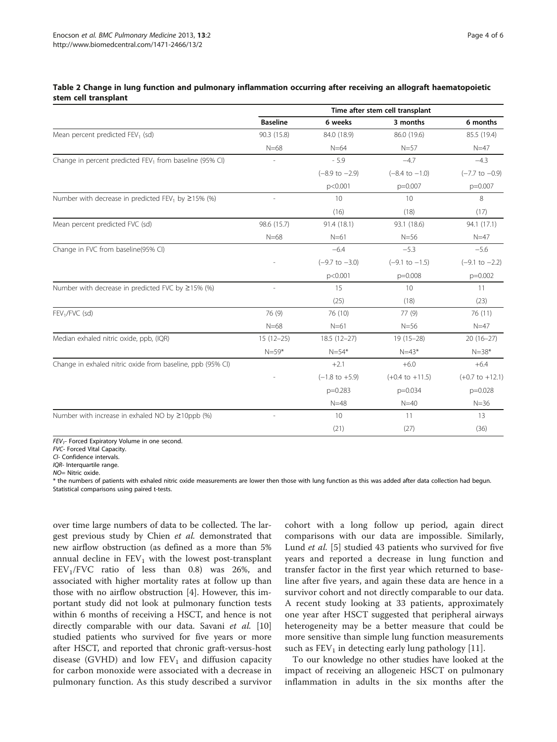**Table 2 Change in lung function and pulmonary inflammation occurring after receiving an allograft haematopoietic stem cell transplant**

| | Time after stem cell transplant | | | |
|---|---|---|---|---|
| | **Baseline** | **6 weeks** | **3 months** | **6 months** |
| Mean percent predicted $FEV_1$ (sd) | 90.3 (15.8) | 84.0 (18.9) | 86.0 (19.6) | 85.5 (19.4) |
| | N=68 | N=64 | N=57 | N=47 |
| Change in percent predicted $FEV_1$ from baseline (95% CI) | - | - 5.9 | −4.7 | −4.3 |
| | | (−8.9 to −2.9) | (−8.4 to −1.0) | (−7.7 to −0.9) |
| | | p<0.001 | p=0.007 | p=0.007 |
| Number with decrease in predicted $FEV_1$ by ≥15% (%) | - | 10 | 10 | 8 |
| | | (16) | (18) | (17) |
| Mean percent predicted FVC (sd) | 98.6 (15.7) | 91.4 (18.1) | 93.1 (18.6) | 94.1 (17.1) |
| | N=68 | N=61 | N=56 | N=47 |
| Change in FVC from baseline(95% CI) | | −6.4 | −5.3 | −5.6 |
| | - | (−9.7 to −3.0) | (−9.1 to −1.5) | (−9.1 to −2.2) |
| | | p<0.001 | p=0.008 | p=0.002 |
| Number with decrease in predicted FVC by ≥15% (%) | - | 15 | 10 | 11 |
| | | (25) | (18) | (23) |
| $FEV_1$/FVC (sd) | 76 (9) | 76 (10) | 77 (9) | 76 (11) |
| | N=68 | N=61 | N=56 | N=47 |
| Median exhaled nitric oxide, ppb, (IQR) | 15 (12–25) | 18.5 (12–27) | 19 (15–28) | 20 (16–27) |
| | N=59* | N=54* | N=43* | N=38* |
| Change in exhaled nitric oxide from baseline, ppb (95% CI) | | +2.1 | +6.0 | +6.4 |
| | - | (−1.8 to +5.9) | (+0.4 to +11.5) | (+0.7 to +12.1) |
| | | p=0.283 | p=0.034 | p=0.028 |
| | | N=48 | N=40 | N=36 |
| Number with increase in exhaled NO by ≥10ppb (%) | - | 10 | 11 | 13 |
| | | (21) | (27) | (36) |

*$FEV_1$*- Forced Expiratory Volume in one second.
*FVC*- Forced Vital Capacity.
*CI*- Confidence intervals.
*IQR*- Interquartile range.
*NO*= Nitric oxide.
* the numbers of patients with exhaled nitric oxide measurements are lower then those with lung function as this was added after data collection had begun.
Statistical comparisons using paired t-tests.

over time large numbers of data to be collected. The largest previous study by Chien *et al.* demonstrated that new airflow obstruction (as defined as a more than 5% annual decline in $FEV_1$ with the lowest post-transplant $FEV_1$/FVC ratio of less than 0.8) was 26%, and associated with higher mortality rates at follow up than those with no airflow obstruction [4]. However, this important study did not look at pulmonary function tests within 6 months of receiving a HSCT, and hence is not directly comparable with our data. Savani *et al.* [10] studied patients who survived for five years or more after HSCT, and reported that chronic graft-versus-host disease (GVHD) and low $FEV_1$ and diffusion capacity for carbon monoxide were associated with a decrease in pulmonary function. As this study described a survivor cohort with a long follow up period, again direct comparisons with our data are impossible. Similarly, Lund *et al.* [5] studied 43 patients who survived for five years and reported a decrease in lung function and transfer factor in the first year which returned to baseline after five years, and again these data are hence in a survivor cohort and not directly comparable to our data. A recent study looking at 33 patients, approximately one year after HSCT suggested that peripheral airways heterogeneity may be a better measure that could be more sensitive than simple lung function measurements such as $FEV_1$ in detecting early lung pathology [11].

To our knowledge no other studies have looked at the impact of receiving an allogeneic HSCT on pulmonary inflammation in adults in the six months after the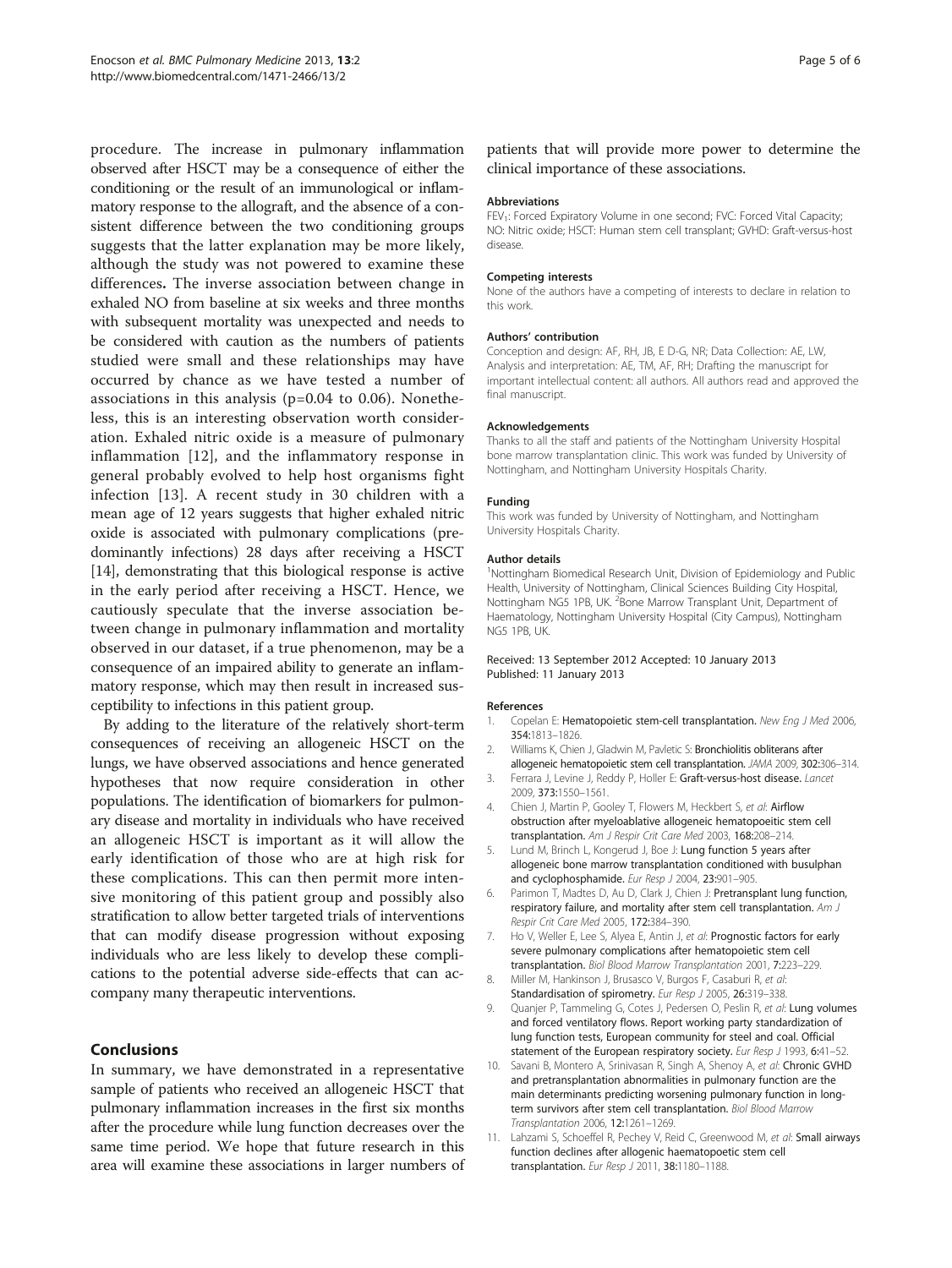procedure. The increase in pulmonary inflammation observed after HSCT may be a consequence of either the conditioning or the result of an immunological or inflammatory response to the allograft, and the absence of a consistent difference between the two conditioning groups suggests that the latter explanation may be more likely, although the study was not powered to examine these differences. The inverse association between change in exhaled NO from baseline at six weeks and three months with subsequent mortality was unexpected and needs to be considered with caution as the numbers of patients studied were small and these relationships may have occurred by chance as we have tested a number of associations in this analysis (p=0.04 to 0.06). Nonetheless, this is an interesting observation worth consideration. Exhaled nitric oxide is a measure of pulmonary inflammation [12], and the inflammatory response in general probably evolved to help host organisms fight infection [13]. A recent study in 30 children with a mean age of 12 years suggests that higher exhaled nitric oxide is associated with pulmonary complications (predominantly infections) 28 days after receiving a HSCT [14], demonstrating that this biological response is active in the early period after receiving a HSCT. Hence, we cautiously speculate that the inverse association between change in pulmonary inflammation and mortality observed in our dataset, if a true phenomenon, may be a consequence of an impaired ability to generate an inflammatory response, which may then result in increased susceptibility to infections in this patient group.

By adding to the literature of the relatively short-term consequences of receiving an allogeneic HSCT on the lungs, we have observed associations and hence generated hypotheses that now require consideration in other populations. The identification of biomarkers for pulmonary disease and mortality in individuals who have received an allogeneic HSCT is important as it will allow the early identification of those who are at high risk for these complications. This can then permit more intensive monitoring of this patient group and possibly also stratification to allow better targeted trials of interventions that can modify disease progression without exposing individuals who are less likely to develop these complications to the potential adverse side-effects that can accompany many therapeutic interventions.

## Conclusions

In summary, we have demonstrated in a representative sample of patients who received an allogeneic HSCT that pulmonary inflammation increases in the first six months after the procedure while lung function decreases over the same time period. We hope that future research in this area will examine these associations in larger numbers of patients that will provide more power to determine the clinical importance of these associations.

#### Abbreviations

$FEV_1$: Forced Expiratory Volume in one second; FVC: Forced Vital Capacity; NO: Nitric oxide; HSCT: Human stem cell transplant; GVHD: Graft-versus-host disease.

#### Competing interests

None of the authors have a competing of interests to declare in relation to this work.

#### Authors' contribution

Conception and design: AF, RH, JB, E D-G, NR; Data Collection: AE, LW, Analysis and interpretation: AE, TM, AF, RH; Drafting the manuscript for important intellectual content: all authors. All authors read and approved the final manuscript.

#### Acknowledgements

Thanks to all the staff and patients of the Nottingham University Hospital bone marrow transplantation clinic. This work was funded by University of Nottingham, and Nottingham University Hospitals Charity.

#### Funding

This work was funded by University of Nottingham, and Nottingham University Hospitals Charity.

#### Author details

[1]Nottingham Biomedical Research Unit, Division of Epidemiology and Public Health, University of Nottingham, Clinical Sciences Building City Hospital, Nottingham NG5 1PB, UK. [2]Bone Marrow Transplant Unit, Department of Haematology, Nottingham University Hospital (City Campus), Nottingham NG5 1PB, UK.

Received: 13 September 2012 Accepted: 10 January 2013
Published: 11 January 2013

#### References

1. Copelan E: **Hematopoietic stem-cell transplantation.** *New Eng J Med* 2006, **354:**1813–1826.
2. Williams K, Chien J, Gladwin M, Pavletic S: **Bronchiolitis obliterans after allogeneic hematopoietic stem cell transplantation.** *JAMA* 2009, **302:**306–314.
3. Ferrara J, Levine J, Reddy P, Holler E: **Graft-versus-host disease.** *Lancet* 2009, **373:**1550–1561.
4. Chien J, Martin P, Gooley T, Flowers M, Heckbert S, *et al*: **Airflow obstruction after myeloablative allogeneic hematopoeitic stem cell transplantation.** *Am J Respir Crit Care Med* 2003, **168:**208–214.
5. Lund M, Brinch L, Kongerud J, Boe J: **Lung function 5 years after allogeneic bone marrow transplantation conditioned with busulphan and cyclophosphamide.** *Eur Resp J* 2004, **23:**901–905.
6. Parimon T, Madtes D, Au D, Clark J, Chien J: **Pretransplant lung function, respiratory failure, and mortality after stem cell transplantation.** *Am J Respir Crit Care Med* 2005, **172:**384–390.
7. Ho V, Weller E, Lee S, Alyea E, Antin J, *et al*: **Prognostic factors for early severe pulmonary complications after hematopoietic stem cell transplantation.** *Biol Blood Marrow Transplantation* 2001, **7:**223–229.
8. Miller M, Hankinson J, Brusasco V, Burgos F, Casaburi R, *et al*: **Standardisation of spirometry.** *Eur Resp J* 2005, **26:**319–338.
9. Quanjer P, Tammeling G, Cotes J, Pedersen O, Peslin R, *et al*: **Lung volumes and forced ventilatory flows. Report working party standardization of lung function tests, European community for steel and coal. Official statement of the European respiratory society.** *Eur Resp J* 1993, **6:**41–52.
10. Savani B, Montero A, Srinivasan R, Singh A, Shenoy A, *et al*: **Chronic GVHD and pretransplantation abnormalities in pulmonary function are the main determinants predicting worsening pulmonary function in long-term survivors after stem cell transplantation.** *Biol Blood Marrow Transplantation* 2006, **12:**1261–1269.
11. Lahzami S, Schoeffel R, Pechey V, Reid C, Greenwood M, *et al*: **Small airways function declines after allogenic haematopoetic stem cell transplantation.** *Eur Resp J* 2011, **38:**1180–1188.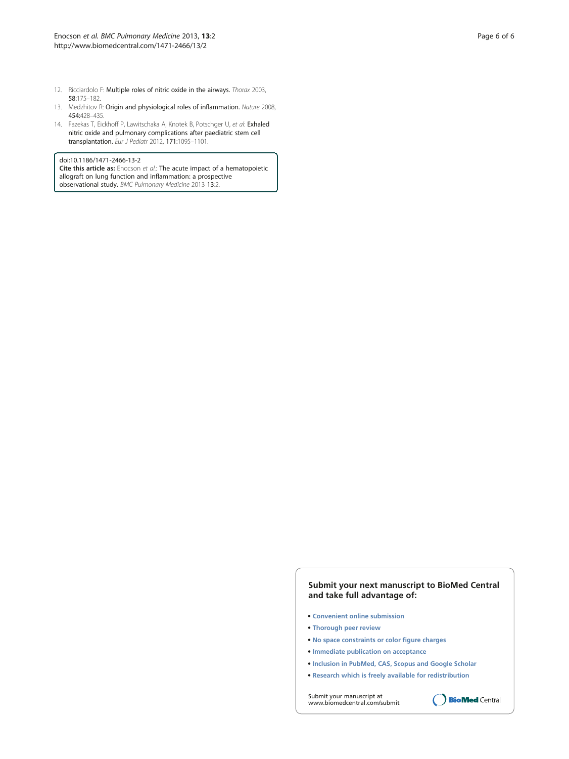12. Ricciardolo F: **Multiple roles of nitric oxide in the airways.** *Thorax* 2003, **58:**175–182.
13. Medzhitov R: **Origin and physiological roles of inflammation.** *Nature* 2008, **454:**428–435.
14. Fazekas T, Eickhoff P, Lawitschaka A, Knotek B, Potschger U, *et al*: **Exhaled nitric oxide and pulmonary complications after paediatric stem cell transplantation.** *Eur J Pediatr* 2012, **171:**1095–1101.

doi:10.1186/1471-2466-13-2

**Cite this article as:** Enocson *et al.*: The acute impact of a hematopoietic allograft on lung function and inflammation: a prospective observational study. *BMC Pulmonary Medicine* 2013 **13**:2.

**Submit your next manuscript to BioMed Central and take full advantage of:**

- **Convenient online submission**
- **Thorough peer review**
- **No space constraints or color figure charges**
- **Immediate publication on acceptance**
- **Inclusion in PubMed, CAS, Scopus and Google Scholar**
- **Research which is freely available for redistribution**

Submit your manuscript at www.biomedcentral.com/submit

BioMed Central